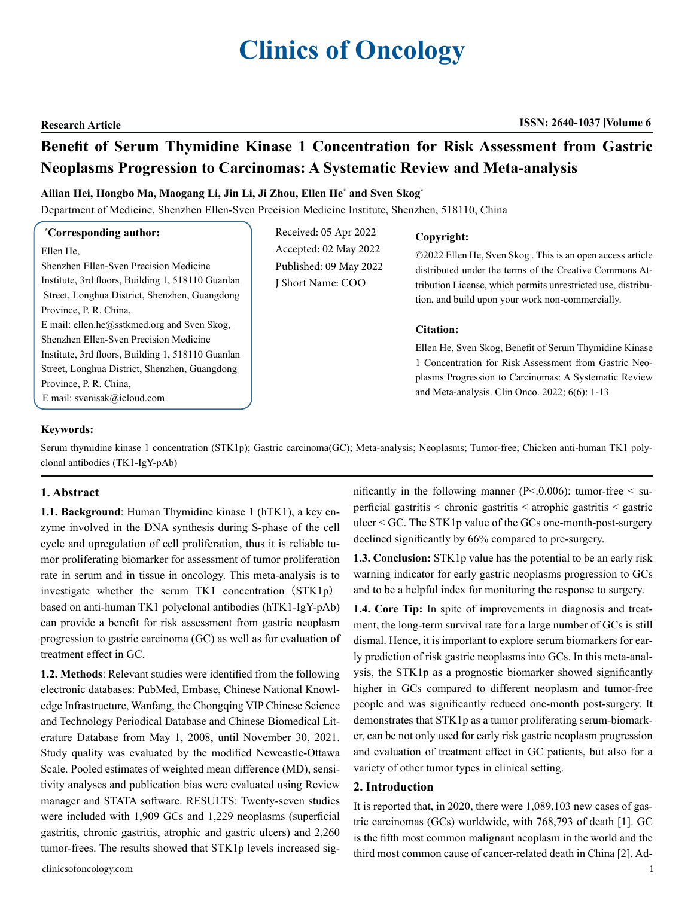Research Article

# Benefit of Serum Thymidine Kinase 1 Concentration for Risk Assessment from Gastric Neoplasms Progression to Carcinomas: A Systematic Review and Meta-analysis

**Ailian Hei, Hongbo Ma, Maogang Li, Jin Li, Ji Zhou, Ellen He* and Sven Skog***

Department of Medicine, Shenzhen Ellen-Sven Precision Medicine Institute, Shenzhen, 518110, China

**\*Corresponding author:**
Ellen He,
Shenzhen Ellen-Sven Precision Medicine Institute, 3rd floors, Building 1, 518110 Guanlan Street, Longhua District, Shenzhen, Guangdong Province, P. R. China,
E mail: ellen.he@sstkmed.org and Sven Skog,
Shenzhen Ellen-Sven Precision Medicine Institute, 3rd floors, Building 1, 518110 Guanlan Street, Longhua District, Shenzhen, Guangdong Province, P. R. China,
E mail: svenisak@icloud.com

Received: 05 Apr 2022
Accepted: 02 May 2022
Published: 09 May 2022
J Short Name: COO

**Copyright:**

©2022 Ellen He, Sven Skog . This is an open access article distributed under the terms of the Creative Commons Attribution License, which permits unrestricted use, distribution, and build upon your work non-commercially.

**Citation:**

Ellen He, Sven Skog, Benefit of Serum Thymidine Kinase 1 Concentration for Risk Assessment from Gastric Neoplasms Progression to Carcinomas: A Systematic Review and Meta-analysis. Clin Onco. 2022; 6(6): 1-13

**Keywords:**

Serum thymidine kinase 1 concentration (STK1p); Gastric carcinoma(GC); Meta-analysis; Neoplasms; Tumor-free; Chicken anti-human TK1 polyclonal antibodies (TK1-IgY-pAb)

## 1. Abstract

**1.1. Background**: Human Thymidine kinase 1 (hTK1), a key enzyme involved in the DNA synthesis during S-phase of the cell cycle and upregulation of cell proliferation, thus it is reliable tumor proliferating biomarker for assessment of tumor proliferation rate in serum and in tissue in oncology. This meta-analysis is to investigate whether the serum TK1 concentration（STK1p）based on anti-human TK1 polyclonal antibodies (hTK1-IgY-pAb) can provide a benefit for risk assessment from gastric neoplasm progression to gastric carcinoma (GC) as well as for evaluation of treatment effect in GC.

**1.2. Methods**: Relevant studies were identified from the following electronic databases: PubMed, Embase, Chinese National Knowledge Infrastructure, Wanfang, the Chongqing VIP Chinese Science and Technology Periodical Database and Chinese Biomedical Literature Database from May 1, 2008, until November 30, 2021. Study quality was evaluated by the modified Newcastle-Ottawa Scale. Pooled estimates of weighted mean difference (MD), sensitivity analyses and publication bias were evaluated using Review manager and STATA software. RESULTS: Twenty-seven studies were included with 1,909 GCs and 1,229 neoplasms (superficial gastritis, chronic gastritis, atrophic and gastric ulcers) and 2,260 tumor-frees. The results showed that STK1p levels increased significantly in the following manner ($P<.0.006$): tumor-free < superficial gastritis < chronic gastritis < atrophic gastritis < gastric ulcer < GC. The STK1p value of the GCs one-month-post-surgery declined significantly by 66% compared to pre-surgery.

**1.3. Conclusion:** STK1p value has the potential to be an early risk warning indicator for early gastric neoplasms progression to GCs and to be a helpful index for monitoring the response to surgery.

**1.4. Core Tip:** In spite of improvements in diagnosis and treatment, the long-term survival rate for a large number of GCs is still dismal. Hence, it is important to explore serum biomarkers for early prediction of risk gastric neoplasms into GCs. In this meta-analysis, the STK1p as a prognostic biomarker showed significantly higher in GCs compared to different neoplasm and tumor-free people and was significantly reduced one-month post-surgery. It demonstrates that STK1p as a tumor proliferating serum-biomarker, can be not only used for early risk gastric neoplasm progression and evaluation of treatment effect in GC patients, but also for a variety of other tumor types in clinical setting.

## 2. Introduction

It is reported that, in 2020, there were 1,089,103 new cases of gastric carcinomas (GCs) worldwide, with 768,793 of death [1]. GC is the fifth most common malignant neoplasm in the world and the third most common cause of cancer-related death in China [2]. Ad-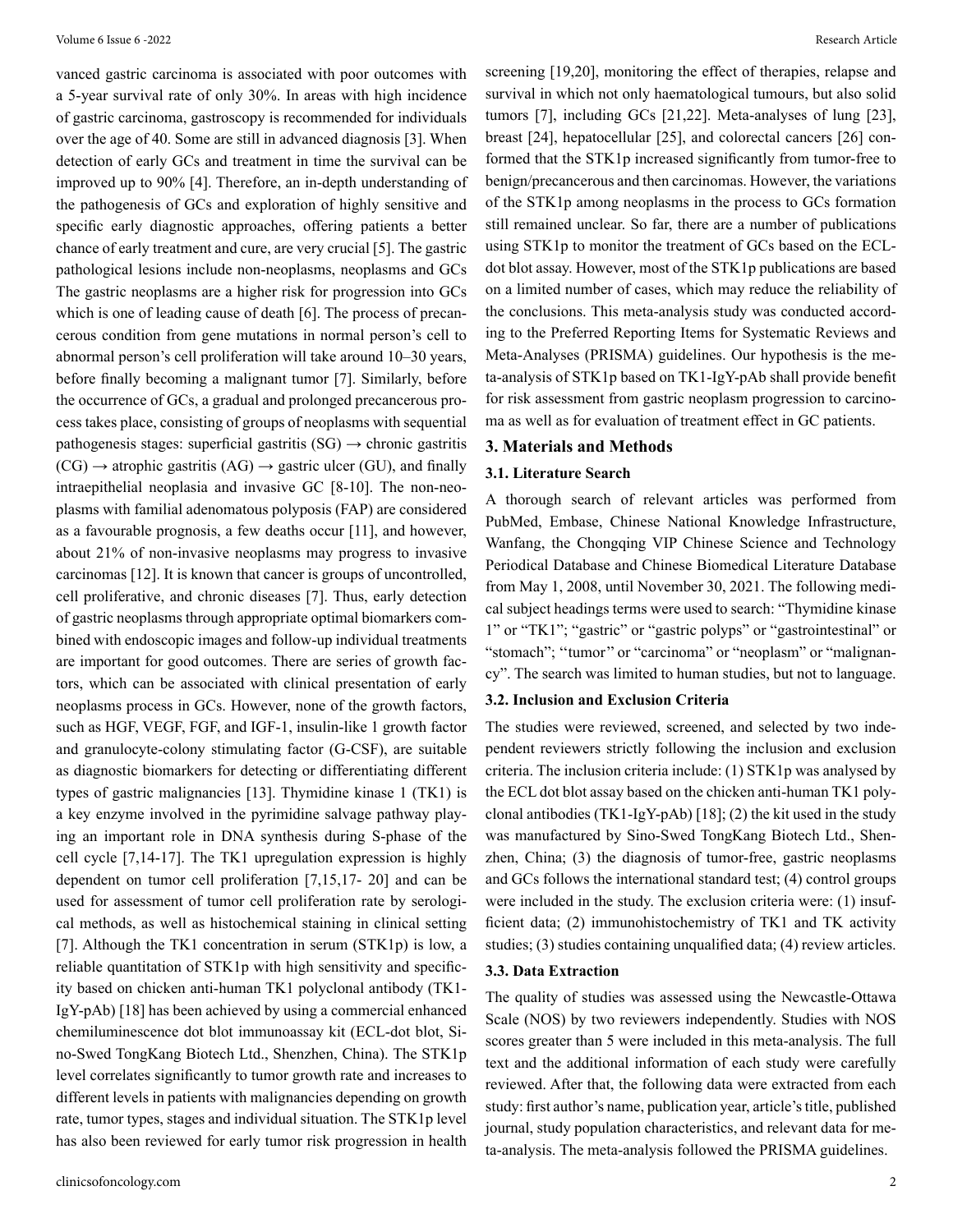vanced gastric carcinoma is associated with poor outcomes with a 5-year survival rate of only 30%. In areas with high incidence of gastric carcinoma, gastroscopy is recommended for individuals over the age of 40. Some are still in advanced diagnosis [3]. When detection of early GCs and treatment in time the survival can be improved up to 90% [4]. Therefore, an in-depth understanding of the pathogenesis of GCs and exploration of highly sensitive and specific early diagnostic approaches, offering patients a better chance of early treatment and cure, are very crucial [5]. The gastric pathological lesions include non-neoplasms, neoplasms and GCs The gastric neoplasms are a higher risk for progression into GCs which is one of leading cause of death [6]. The process of precancerous condition from gene mutations in normal person's cell to abnormal person's cell proliferation will take around 10–30 years, before finally becoming a malignant tumor [7]. Similarly, before the occurrence of GCs, a gradual and prolonged precancerous process takes place, consisting of groups of neoplasms with sequential pathogenesis stages: superficial gastritis (SG) → chronic gastritis (CG) → atrophic gastritis (AG) → gastric ulcer (GU), and finally intraepithelial neoplasia and invasive GC [8-10]. The non-neoplasms with familial adenomatous polyposis (FAP) are considered as a favourable prognosis, a few deaths occur [11], and however, about 21% of non-invasive neoplasms may progress to invasive carcinomas [12]. It is known that cancer is groups of uncontrolled, cell proliferative, and chronic diseases [7]. Thus, early detection of gastric neoplasms through appropriate optimal biomarkers combined with endoscopic images and follow-up individual treatments are important for good outcomes. There are series of growth factors, which can be associated with clinical presentation of early neoplasms process in GCs. However, none of the growth factors, such as HGF, VEGF, FGF, and IGF-1, insulin-like 1 growth factor and granulocyte-colony stimulating factor (G-CSF), are suitable as diagnostic biomarkers for detecting or differentiating different types of gastric malignancies [13]. Thymidine kinase 1 (TK1) is a key enzyme involved in the pyrimidine salvage pathway playing an important role in DNA synthesis during S-phase of the cell cycle [7,14-17]. The TK1 upregulation expression is highly dependent on tumor cell proliferation [7,15,17- 20] and can be used for assessment of tumor cell proliferation rate by serological methods, as well as histochemical staining in clinical setting [7]. Although the TK1 concentration in serum (STK1p) is low, a reliable quantitation of STK1p with high sensitivity and specificity based on chicken anti-human TK1 polyclonal antibody (TK1-IgY-pAb) [18] has been achieved by using a commercial enhanced chemiluminescence dot blot immunoassay kit (ECL-dot blot, Sino-Swed TongKang Biotech Ltd., Shenzhen, China). The STK1p level correlates significantly to tumor growth rate and increases to different levels in patients with malignancies depending on growth rate, tumor types, stages and individual situation. The STK1p level has also been reviewed for early tumor risk progression in health screening [19,20], monitoring the effect of therapies, relapse and survival in which not only haematological tumours, but also solid tumors [7], including GCs [21,22]. Meta-analyses of lung [23], breast [24], hepatocellular [25], and colorectal cancers [26] conformed that the STK1p increased significantly from tumor-free to benign/precancerous and then carcinomas. However, the variations of the STK1p among neoplasms in the process to GCs formation still remained unclear. So far, there are a number of publications using STK1p to monitor the treatment of GCs based on the ECL-dot blot assay. However, most of the STK1p publications are based on a limited number of cases, which may reduce the reliability of the conclusions. This meta-analysis study was conducted according to the Preferred Reporting Items for Systematic Reviews and Meta-Analyses (PRISMA) guidelines. Our hypothesis is the meta-analysis of STK1p based on TK1-IgY-pAb shall provide benefit for risk assessment from gastric neoplasm progression to carcinoma as well as for evaluation of treatment effect in GC patients.

## 3. Materials and Methods

### 3.1. Literature Search

A thorough search of relevant articles was performed from PubMed, Embase, Chinese National Knowledge Infrastructure, Wanfang, the Chongqing VIP Chinese Science and Technology Periodical Database and Chinese Biomedical Literature Database from May 1, 2008, until November 30, 2021. The following medical subject headings terms were used to search: "Thymidine kinase 1" or "TK1"; "gastric" or "gastric polyps" or "gastrointestinal" or "stomach"; "tumor" or "carcinoma" or "neoplasm" or "malignancy". The search was limited to human studies, but not to language.

### 3.2. Inclusion and Exclusion Criteria

The studies were reviewed, screened, and selected by two independent reviewers strictly following the inclusion and exclusion criteria. The inclusion criteria include: (1) STK1p was analysed by the ECL dot blot assay based on the chicken anti-human TK1 polyclonal antibodies (TK1-IgY-pAb) [18]; (2) the kit used in the study was manufactured by Sino-Swed TongKang Biotech Ltd., Shenzhen, China; (3) the diagnosis of tumor-free, gastric neoplasms and GCs follows the international standard test; (4) control groups were included in the study. The exclusion criteria were: (1) insufficient data; (2) immunohistochemistry of TK1 and TK activity studies; (3) studies containing unqualified data; (4) review articles.

### 3.3. Data Extraction

The quality of studies was assessed using the Newcastle-Ottawa Scale (NOS) by two reviewers independently. Studies with NOS scores greater than 5 were included in this meta-analysis. The full text and the additional information of each study were carefully reviewed. After that, the following data were extracted from each study: first author's name, publication year, article's title, published journal, study population characteristics, and relevant data for meta-analysis. The meta-analysis followed the PRISMA guidelines.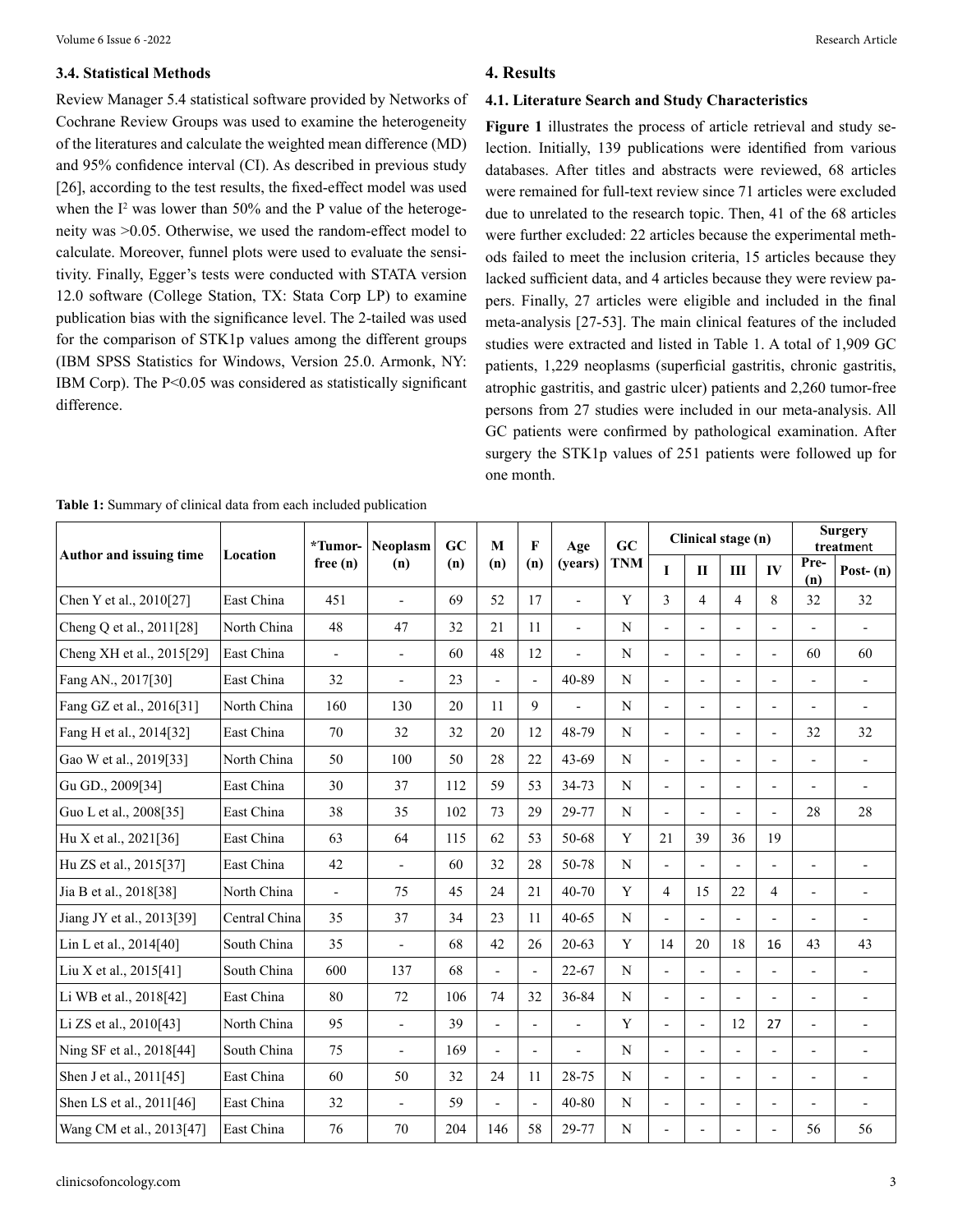### 3.4. Statistical Methods

Review Manager 5.4 statistical software provided by Networks of Cochrane Review Groups was used to examine the heterogeneity of the literatures and calculate the weighted mean difference (MD) and 95% confidence interval (CI). As described in previous study [26], according to the test results, the fixed-effect model was used when the $I^2$ was lower than 50% and the P value of the heterogeneity was >0.05. Otherwise, we used the random-effect model to calculate. Moreover, funnel plots were used to evaluate the sensitivity. Finally, Egger's tests were conducted with STATA version 12.0 software (College Station, TX: Stata Corp LP) to examine publication bias with the significance level. The 2-tailed was used for the comparison of STK1p values among the different groups (IBM SPSS Statistics for Windows, Version 25.0. Armonk, NY: IBM Corp). The P<0.05 was considered as statistically significant difference.

## 4. Results

### 4.1. Literature Search and Study Characteristics

**Figure 1** illustrates the process of article retrieval and study selection. Initially, 139 publications were identified from various databases. After titles and abstracts were reviewed, 68 articles were remained for full-text review since 71 articles were excluded due to unrelated to the research topic. Then, 41 of the 68 articles were further excluded: 22 articles because the experimental methods failed to meet the inclusion criteria, 15 articles because they lacked sufficient data, and 4 articles because they were review papers. Finally, 27 articles were eligible and included in the final meta-analysis [27-53]. The main clinical features of the included studies were extracted and listed in Table 1. A total of 1,909 GC patients, 1,229 neoplasms (superficial gastritis, chronic gastritis, atrophic gastritis, and gastric ulcer) patients and 2,260 tumor-free persons from 27 studies were included in our meta-analysis. All GC patients were confirmed by pathological examination. After surgery the STK1p values of 251 patients were followed up for one month.

**Table 1:** Summary of clinical data from each included publication

| Author and issuing time | Location | *Tumor-free (n) | Neoplasm (n) | GC (n) | M (n) | F (n) | Age (years) | GC TNM | Clinical stage (n) | | | | Surgery treatment | |
|---|---|---|---|---|---|---|---|---|---|---|---|---|---|---|
| | | | | | | | | | I | II | III | IV | Pre-(n) | Post- (n) |
| Chen Y et al., 2010[27] | East China | 451 | - | 69 | 52 | 17 | - | Y | 3 | 4 | 4 | 8 | 32 | 32 |
| Cheng Q et al., 2011[28] | North China | 48 | 47 | 32 | 21 | 11 | - | N | - | - | - | - | - | - |
| Cheng XH et al., 2015[29] | East China | - | - | 60 | 48 | 12 | - | N | - | - | - | - | 60 | 60 |
| Fang AN., 2017[30] | East China | 32 | - | 23 | - | - | 40-89 | N | - | - | - | - | - | - |
| Fang GZ et al., 2016[31] | North China | 160 | 130 | 20 | 11 | 9 | - | N | - | - | - | - | - | - |
| Fang H et al., 2014[32] | East China | 70 | 32 | 32 | 20 | 12 | 48-79 | N | - | - | - | - | 32 | 32 |
| Gao W et al., 2019[33] | North China | 50 | 100 | 50 | 28 | 22 | 43-69 | N | - | - | - | - | - | - |
| Gu GD., 2009[34] | East China | 30 | 37 | 112 | 59 | 53 | 34-73 | N | - | - | - | - | - | - |
| Guo L et al., 2008[35] | East China | 38 | 35 | 102 | 73 | 29 | 29-77 | N | - | - | - | - | 28 | 28 |
| Hu X et al., 2021[36] | East China | 63 | 64 | 115 | 62 | 53 | 50-68 | Y | 21 | 39 | 36 | 19 | | |
| Hu ZS et al., 2015[37] | East China | 42 | - | 60 | 32 | 28 | 50-78 | N | - | - | - | - | - | - |
| Jia B et al., 2018[38] | North China | - | 75 | 45 | 24 | 21 | 40-70 | Y | 4 | 15 | 22 | 4 | - | - |
| Jiang JY et al., 2013[39] | Central China | 35 | 37 | 34 | 23 | 11 | 40-65 | N | - | - | - | - | - | - |
| Lin L et al., 2014[40] | South China | 35 | - | 68 | 42 | 26 | 20-63 | Y | 14 | 20 | 18 | 16 | 43 | 43 |
| Liu X et al., 2015[41] | South China | 600 | 137 | 68 | - | - | 22-67 | N | - | - | - | - | - | - |
| Li WB et al., 2018[42] | East China | 80 | 72 | 106 | 74 | 32 | 36-84 | N | - | - | - | - | - | - |
| Li ZS et al., 2010[43] | North China | 95 | - | 39 | - | - | - | Y | - | - | 12 | 27 | - | - |
| Ning SF et al., 2018[44] | South China | 75 | - | 169 | - | - | - | N | - | - | - | - | - | - |
| Shen J et al., 2011[45] | East China | 60 | 50 | 32 | 24 | 11 | 28-75 | N | - | - | - | - | - | - |
| Shen LS et al., 2011[46] | East China | 32 | - | 59 | - | - | 40-80 | N | - | - | - | - | - | - |
| Wang CM et al., 2013[47] | East China | 76 | 70 | 204 | 146 | 58 | 29-77 | N | - | - | - | - | 56 | 56 |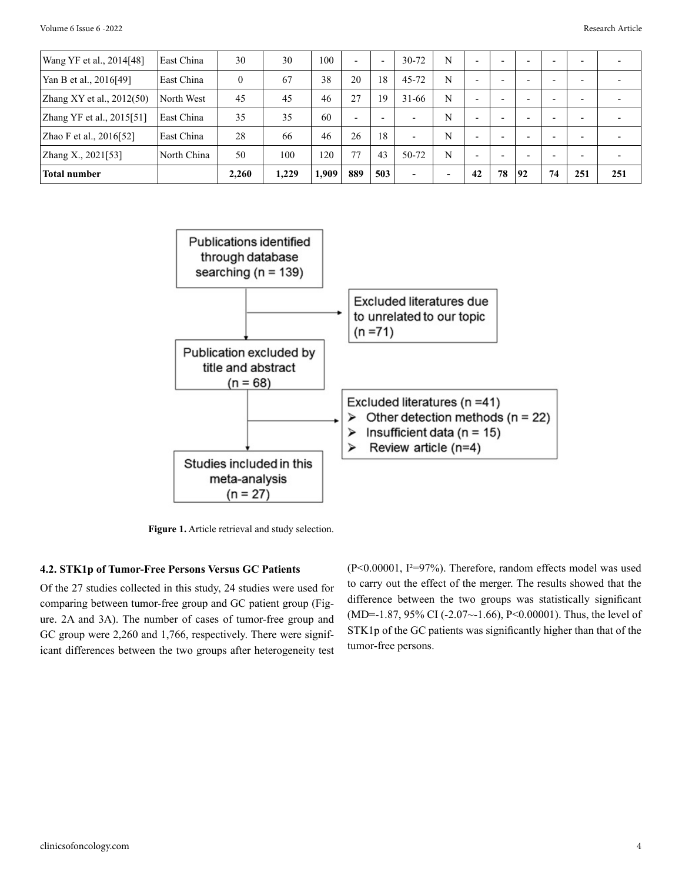| Wang YF et al., 2014[48] | East China | 30 | 30 | 100 | - | - | 30-72 | N | - | - | - | - | - | - |
|---|---|---|---|---|---|---|---|---|---|---|---|---|---|---|
| Yan B et al., 2016[49] | East China | 0 | 67 | 38 | 20 | 18 | 45-72 | N | - | - | - | - | - | - |
| Zhang XY et al., 2012(50) | North West | 45 | 45 | 46 | 27 | 19 | 31-66 | N | - | - | - | - | - | - |
| Zhang YF et al., 2015[51] | East China | 35 | 35 | 60 | - | - | - | N | - | - | - | - | - | - |
| Zhao F et al., 2016[52] | East China | 28 | 66 | 46 | 26 | 18 | - | N | - | - | - | - | - | - |
| Zhang X., 2021[53] | North China | 50 | 100 | 120 | 77 | 43 | 50-72 | N | - | - | - | - | - | - |
| **Total number** | | **2,260** | **1,229** | **1,909** | **889** | **503** | **-** | **-** | **42** | **78** | **92** | **74** | **251** | **251** |

Publications identified through database searching (n = 139)

Excluded literatures due to unrelated to our topic (n =71)

Publication excluded by title and abstract (n = 68)

Excluded literatures (n =41)
- Other detection methods (n = 22)
- Insufficient data (n = 15)
- Review article (n=4)

Studies included in this meta-analysis (n = 27)

**Figure 1.** Article retrieval and study selection.

### 4.2. STK1p of Tumor-Free Persons Versus GC Patients

Of the 27 studies collected in this study, 24 studies were used for comparing between tumor-free group and GC patient group (Figure. 2A and 3A). The number of cases of tumor-free group and GC group were 2,260 and 1,766, respectively. There were significant differences between the two groups after heterogeneity test ($P<0.00001$, $I^2=97\%$). Therefore, random effects model was used to carry out the effect of the merger. The results showed that the difference between the two groups was statistically significant (MD=-1.87, 95% CI (-2.07~-1.66), $P<0.00001$). Thus, the level of STK1p of the GC patients was significantly higher than that of the tumor-free persons.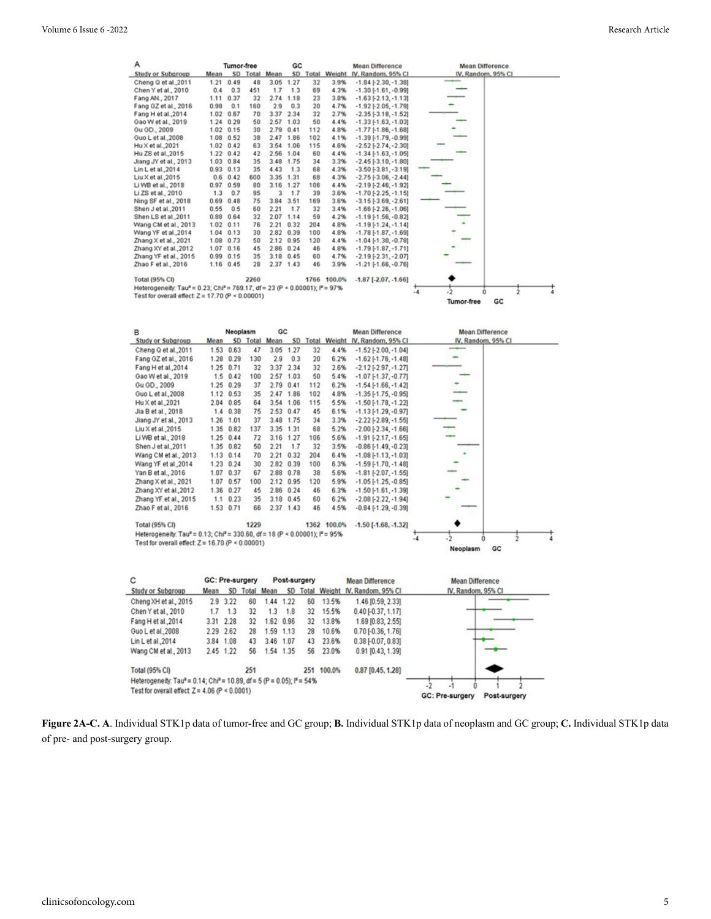**A**

| Study or Subgroup | Tumor-free Mean | SD | Total | GC Mean | SD | Total | Weight | Mean Difference IV, Random, 95% CI |
|---|---|---|---|---|---|---|---|---|
| Cheng Q et al.,2011 | 1.21 | 0.49 | 48 | 3.05 | 1.27 | 32 | 3.9% | -1.84 [-2.30, -1.38] |
| Chen Y et al., 2010 | 0.4 | 0.3 | 451 | 1.7 | 1.3 | 69 | 4.3% | -1.30 [-1.61, -0.99] |
| Fang AN., 2017 | 1.11 | 0.37 | 32 | 2.74 | 1.18 | 23 | 3.8% | -1.63 [-2.13, -1.13] |
| Fang GZ et al., 2016 | 0.98 | 0.1 | 160 | 2.9 | 0.3 | 20 | 4.7% | -1.92 [-2.05, -1.79] |
| Fang H et al.,2014 | 1.02 | 0.67 | 70 | 3.37 | 2.34 | 32 | 2.7% | -2.35 [-3.18, -1.52] |
| Gao W et al., 2019 | 1.24 | 0.29 | 50 | 2.57 | 1.03 | 50 | 4.4% | -1.33 [-1.63, -1.03] |
| Gu GD., 2009 | 1.02 | 0.15 | 30 | 2.79 | 0.41 | 112 | 4.8% | -1.77 [-1.86, -1.68] |
| Guo L et al.,2008 | 1.08 | 0.52 | 38 | 2.47 | 1.86 | 102 | 4.1% | -1.39 [-1.79, -0.99] |
| Hu X et al.,2021 | 1.02 | 0.42 | 63 | 3.54 | 1.06 | 115 | 4.6% | -2.52 [-2.74, -2.30] |
| Hu ZS et al.,2015 | 1.22 | 0.42 | 42 | 2.56 | 1.04 | 60 | 4.4% | -1.34 [-1.63, -1.05] |
| Jiang JY et al., 2013 | 1.03 | 0.84 | 35 | 3.48 | 1.75 | 34 | 3.3% | -2.45 [-3.10, -1.80] |
| Lin L et al.,2014 | 0.93 | 0.13 | 35 | 4.43 | 1.3 | 68 | 4.3% | -3.50 [-3.81, -3.19] |
| Liu X et al.,2015 | 0.6 | 0.42 | 600 | 3.35 | 1.31 | 68 | 4.3% | -2.75 [-3.06, -2.44] |
| Li WB et al., 2018 | 0.97 | 0.59 | 80 | 3.16 | 1.27 | 106 | 4.4% | -2.19 [-2.46, -1.92] |
| Li ZS et al., 2010 | 1.3 | 0.7 | 95 | 3 | 1.7 | 39 | 3.6% | -1.70 [-2.25, -1.15] |
| Ning SF et al., 2018 | 0.69 | 0.48 | 75 | 3.84 | 3.51 | 169 | 3.6% | -3.15 [-3.69, -2.61] |
| Shen J et al.,2011 | 0.55 | 0.5 | 60 | 2.21 | 1.7 | 32 | 3.4% | -1.66 [-2.26, -1.06] |
| Shen LS et al.,2011 | 0.88 | 0.64 | 32 | 2.07 | 1.14 | 59 | 4.2% | -1.19 [-1.56, -0.82] |
| Wang CM et al., 2013 | 1.02 | 0.11 | 76 | 2.21 | 0.32 | 204 | 4.8% | -1.19 [-1.24, -1.14] |
| Wang YF et al.,2014 | 1.04 | 0.13 | 30 | 2.82 | 0.39 | 100 | 4.8% | -1.78 [-1.87, -1.69] |
| Zhang X et al., 2021 | 1.08 | 0.73 | 50 | 2.12 | 0.95 | 120 | 4.4% | -1.04 [-1.30, -0.78] |
| Zhang XY et al.,2012 | 1.07 | 0.16 | 45 | 2.86 | 0.24 | 46 | 4.8% | -1.79 [-1.87, -1.71] |
| Zhang YF et al., 2015 | 0.99 | 0.15 | 35 | 3.18 | 0.45 | 60 | 4.7% | -2.19 [-2.31, -2.07] |
| Zhao F et al., 2016 | 1.16 | 0.45 | 28 | 2.37 | 1.43 | 46 | 3.9% | -1.21 [-1.66, -0.76] |
| **Total (95% CI)** | | | 2260 | | | 1766 | 100.0% | -1.87 [-2.07, -1.66] |

Heterogeneity: $Tau^2 = 0.23$; $Chi^2 = 769.17$, df = 23 ($P < 0.00001$); $I^2 = 97\%$
Test for overall effect: Z = 17.70 ($P < 0.00001$)

**B**

| Study or Subgroup | Neoplasm Mean | SD | Total | GC Mean | SD | Total | Weight | Mean Difference IV, Random, 95% CI |
|---|---|---|---|---|---|---|---|---|
| Cheng Q et al.,2011 | 1.53 | 0.63 | 47 | 3.05 | 1.27 | 32 | 4.4% | -1.52 [-2.00, -1.04] |
| Fang GZ et al., 2016 | 1.28 | 0.29 | 130 | 2.9 | 0.3 | 20 | 6.2% | -1.62 [-1.76, -1.48] |
| Fang H et al.,2014 | 1.25 | 0.71 | 32 | 3.37 | 2.34 | 32 | 2.6% | -2.12 [-2.97, -1.27] |
| Gao W et al., 2019 | 1.5 | 0.42 | 100 | 2.57 | 1.03 | 50 | 5.4% | -1.07 [-1.37, -0.77] |
| Gu GD., 2009 | 1.25 | 0.29 | 37 | 2.79 | 0.41 | 112 | 6.2% | -1.54 [-1.66, -1.42] |
| Guo L et al.,2008 | 1.12 | 0.53 | 35 | 2.47 | 1.86 | 102 | 4.8% | -1.35 [-1.75, -0.95] |
| Hu X et al.,2021 | 2.04 | 0.85 | 64 | 3.54 | 1.06 | 115 | 5.5% | -1.50 [-1.78, -1.22] |
| Jia B et al., 2018 | 1.4 | 0.38 | 75 | 2.53 | 0.47 | 45 | 6.1% | -1.13 [-1.29, -0.97] |
| Jiang JY et al., 2013 | 1.26 | 1.01 | 37 | 3.48 | 1.75 | 34 | 3.3% | -2.22 [-2.89, -1.55] |
| Liu X et al.,2015 | 1.35 | 0.82 | 137 | 3.35 | 1.31 | 68 | 5.2% | -2.00 [-2.34, -1.66] |
| Li WB et al., 2018 | 1.25 | 0.44 | 72 | 3.16 | 1.27 | 106 | 5.6% | -1.91 [-2.17, -1.65] |
| Shen J et al.,2011 | 1.35 | 0.82 | 50 | 2.21 | 1.7 | 32 | 3.5% | -0.86 [-1.49, -0.23] |
| Wang CM et al., 2013 | 1.13 | 0.14 | 70 | 2.21 | 0.32 | 204 | 6.4% | -1.08 [-1.13, -1.03] |
| Wang YF et al.,2014 | 1.23 | 0.24 | 30 | 2.82 | 0.39 | 100 | 6.3% | -1.59 [-1.70, -1.48] |
| Yan B et al., 2016 | 1.07 | 0.37 | 67 | 2.88 | 0.78 | 38 | 5.6% | -1.81 [-2.07, -1.55] |
| Zhang X et al., 2021 | 1.07 | 0.57 | 100 | 2.12 | 0.95 | 120 | 5.9% | -1.05 [-1.25, -0.85] |
| Zhang XY et al.,2012 | 1.36 | 0.27 | 45 | 2.86 | 0.24 | 46 | 6.3% | -1.50 [-1.61, -1.39] |
| Zhang YF et al., 2015 | 1.1 | 0.23 | 35 | 3.18 | 0.45 | 60 | 6.2% | -2.08 [-2.22, -1.94] |
| Zhao F et al., 2016 | 1.53 | 0.71 | 66 | 2.37 | 1.43 | 46 | 4.5% | -0.84 [-1.29, -0.39] |
| **Total (95% CI)** | | | 1229 | | | 1362 | 100.0% | -1.50 [-1.68, -1.32] |

Heterogeneity: $Tau^2 = 0.13$; $Chi^2 = 330.60$, df = 18 ($P < 0.00001$); $I^2 = 95\%$
Test for overall effect: Z = 16.70 ($P < 0.00001$)

**C**

| Study or Subgroup | GC: Pre-surgery Mean | SD | Total | Post-surgery Mean | SD | Total | Weight | Mean Difference IV, Random, 95% CI |
|---|---|---|---|---|---|---|---|---|
| Cheng XH et al., 2015 | 2.9 | 3.22 | 60 | 1.44 | 1.22 | 60 | 13.5% | 1.46 [0.59, 2.33] |
| Chen Y et al., 2010 | 1.7 | 1.3 | 32 | 1.3 | 1.8 | 32 | 15.5% | 0.40 [-0.37, 1.17] |
| Fang H et al.,2014 | 3.31 | 2.28 | 32 | 1.62 | 0.96 | 32 | 13.8% | 1.69 [0.83, 2.55] |
| Guo L et al.,2008 | 2.29 | 2.62 | 28 | 1.59 | 1.13 | 28 | 10.6% | 0.70 [-0.36, 1.76] |
| Lin L et al.,2014 | 3.84 | 1.08 | 43 | 3.46 | 1.07 | 43 | 23.6% | 0.38 [-0.07, 0.83] |
| Wang CM et al., 2013 | 2.45 | 1.22 | 56 | 1.54 | 1.35 | 56 | 23.0% | 0.91 [0.43, 1.39] |
| **Total (95% CI)** | | | 251 | | | 251 | 100.0% | 0.87 [0.45, 1.28] |

Heterogeneity: $Tau^2 = 0.14$; $Chi^2 = 10.89$, df = 5 ($P = 0.05$); $I^2 = 54\%$
Test for overall effect: Z = 4.06 ($P < 0.0001$)

**Figure 2A-C. A**. Individual STK1p data of tumor-free and GC group; **B.** Individual STK1p data of neoplasm and GC group; **C.** Individual STK1p data of pre- and post-surgery group.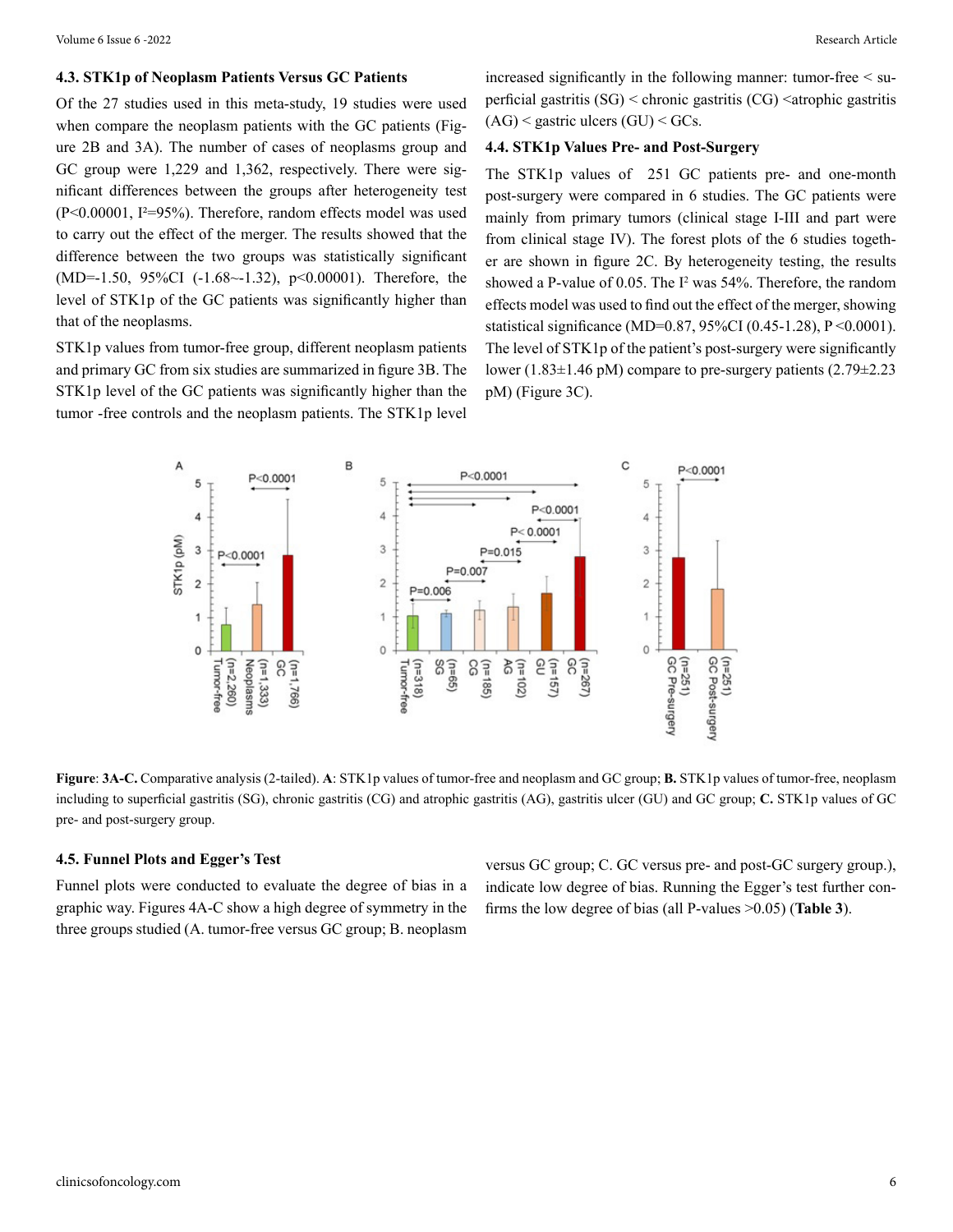### 4.3. STK1p of Neoplasm Patients Versus GC Patients

Of the 27 studies used in this meta-study, 19 studies were used when compare the neoplasm patients with the GC patients (Figure 2B and 3A). The number of cases of neoplasms group and GC group were 1,229 and 1,362, respectively. There were significant differences between the groups after heterogeneity test ($P<0.00001$, $I^2=95\%$). Therefore, random effects model was used to carry out the effect of the merger. The results showed that the difference between the two groups was statistically significant (MD=-1.50, 95%CI (-1.68~-1.32), $p<0.00001$). Therefore, the level of STK1p of the GC patients was significantly higher than that of the neoplasms.

STK1p values from tumor-free group, different neoplasm patients and primary GC from six studies are summarized in figure 3B. The STK1p level of the GC patients was significantly higher than the tumor -free controls and the neoplasm patients. The STK1p level increased significantly in the following manner: tumor-free < superficial gastritis (SG) < chronic gastritis (CG) <atrophic gastritis (AG) < gastric ulcers (GU) < GCs.

### 4.4. STK1p Values Pre- and Post-Surgery

The STK1p values of 251 GC patients pre- and one-month post-surgery were compared in 6 studies. The GC patients were mainly from primary tumors (clinical stage I-III and part were from clinical stage IV). The forest plots of the 6 studies together are shown in figure 2C. By heterogeneity testing, the results showed a P-value of 0.05. The $I^2$ was 54%. Therefore, the random effects model was used to find out the effect of the merger, showing statistical significance (MD=0.87, 95%CI (0.45-1.28), $P<0.0001$). The level of STK1p of the patient's post-surgery were significantly lower (1.83±1.46 pM) compare to pre-surgery patients (2.79±2.23 pM) (Figure 3C).

**Figure**: **3A-C.** Comparative analysis (2-tailed). **A**: STK1p values of tumor-free and neoplasm and GC group; **B.** STK1p values of tumor-free, neoplasm including to superficial gastritis (SG), chronic gastritis (CG) and atrophic gastritis (AG), gastritis ulcer (GU) and GC group; **C.** STK1p values of GC pre- and post-surgery group.

### 4.5. Funnel Plots and Egger's Test

Funnel plots were conducted to evaluate the degree of bias in a graphic way. Figures 4A-C show a high degree of symmetry in the three groups studied (A. tumor-free versus GC group; B. neoplasm versus GC group; C. GC versus pre- and post-GC surgery group.), indicate low degree of bias. Running the Egger's test further confirms the low degree of bias (all P-values >0.05) (**Table 3**).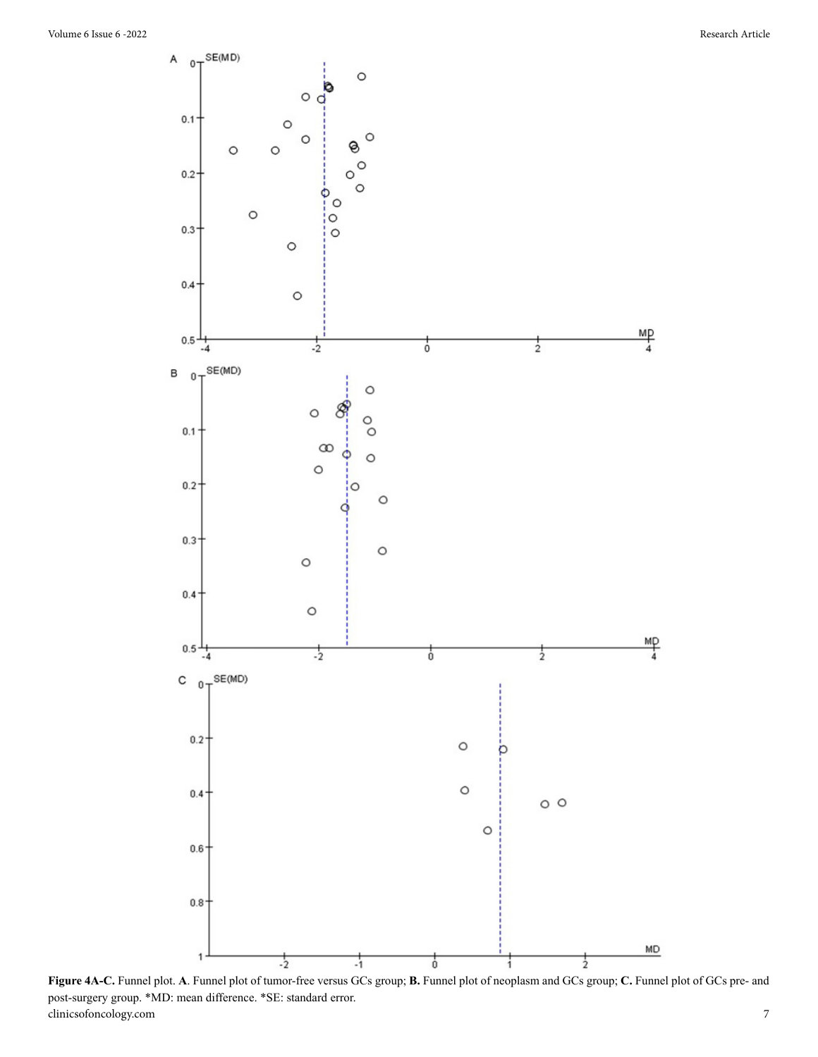**Figure 4A-C.** Funnel plot. **A**. Funnel plot of tumor-free versus GCs group; **B.** Funnel plot of neoplasm and GCs group; **C.** Funnel plot of GCs pre- and post-surgery group. *MD: mean difference. *SE: standard error.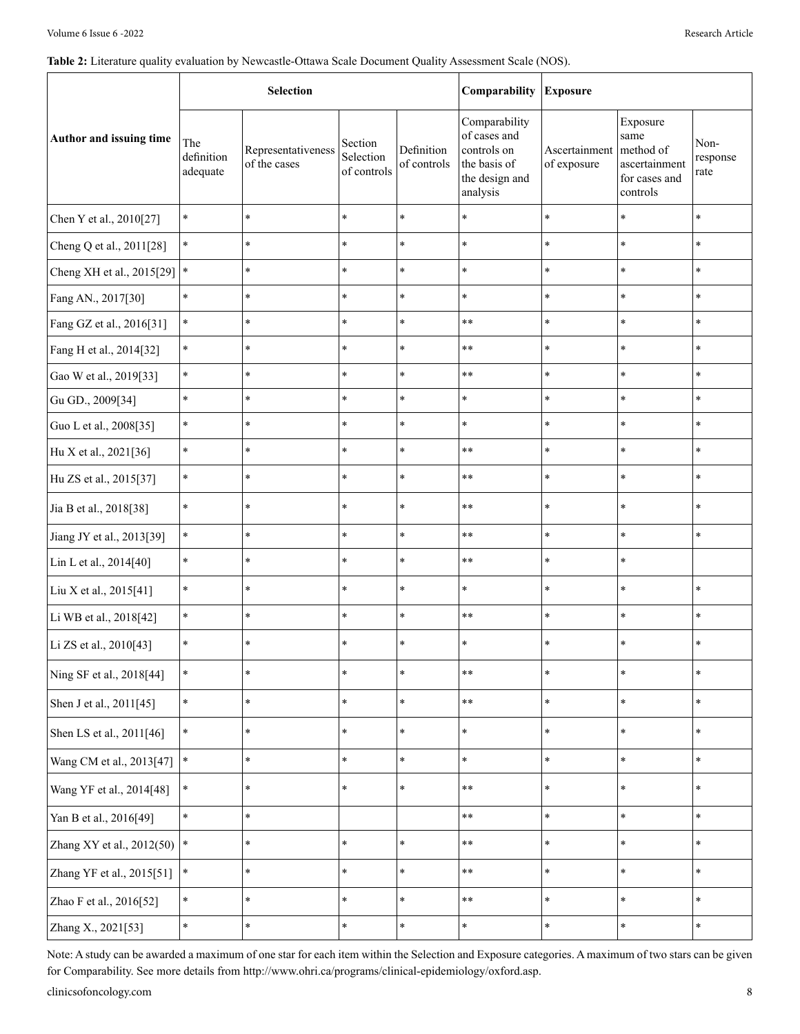**Table 2:** Literature quality evaluation by Newcastle-Ottawa Scale Document Quality Assessment Scale (NOS).

| Author and issuing time | Selection | | | | Comparability | Exposure | | |
|---|---|---|---|---|---|---|---|---|
| | The definition adequate | Representativeness of the cases | Section Selection of controls | Definition of controls | Comparability of cases and controls on the basis of the design and analysis | Ascertainment of exposure | Exposure same method of ascertainment for cases and controls | Non-response rate |
| Chen Y et al., 2010[27] | * | * | * | * | * | * | * | * |
| Cheng Q et al., 2011[28] | * | * | * | * | * | * | * | * |
| Cheng XH et al., 2015[29] | * | * | * | * | * | * | * | * |
| Fang AN., 2017[30] | * | * | * | * | * | * | * | * |
| Fang GZ et al., 2016[31] | * | * | * | * | ** | * | * | * |
| Fang H et al., 2014[32] | * | * | * | * | ** | * | * | * |
| Gao W et al., 2019[33] | * | * | * | * | ** | * | * | * |
| Gu GD., 2009[34] | * | * | * | * | * | * | * | * |
| Guo L et al., 2008[35] | * | * | * | * | * | * | * | * |
| Hu X et al., 2021[36] | * | * | * | * | ** | * | * | * |
| Hu ZS et al., 2015[37] | * | * | * | * | ** | * | * | * |
| Jia B et al., 2018[38] | * | * | * | * | ** | * | * | * |
| Jiang JY et al., 2013[39] | * | * | * | * | ** | * | * | * |
| Lin L et al., 2014[40] | * | * | * | * | ** | * | * | |
| Liu X et al., 2015[41] | * | * | * | * | * | * | * | * |
| Li WB et al., 2018[42] | * | * | * | * | ** | * | * | * |
| Li ZS et al., 2010[43] | * | * | * | * | * | * | * | * |
| Ning SF et al., 2018[44] | * | * | * | * | ** | * | * | * |
| Shen J et al., 2011[45] | * | * | * | * | ** | * | * | * |
| Shen LS et al., 2011[46] | * | * | * | * | * | * | * | * |
| Wang CM et al., 2013[47] | * | * | * | * | * | * | * | * |
| Wang YF et al., 2014[48] | * | * | * | * | ** | * | * | * |
| Yan B et al., 2016[49] | * | * | | | ** | * | * | * |
| Zhang XY et al., 2012(50) | * | * | * | * | ** | * | * | * |
| Zhang YF et al., 2015[51] | * | * | * | * | ** | * | * | * |
| Zhao F et al., 2016[52] | * | * | * | * | ** | * | * | * |
| Zhang X., 2021[53] | * | * | * | * | * | * | * | * |

Note: A study can be awarded a maximum of one star for each item within the Selection and Exposure categories. A maximum of two stars can be given for Comparability. See more details from http://www.ohri.ca/programs/clinical-epidemiology/oxford.asp.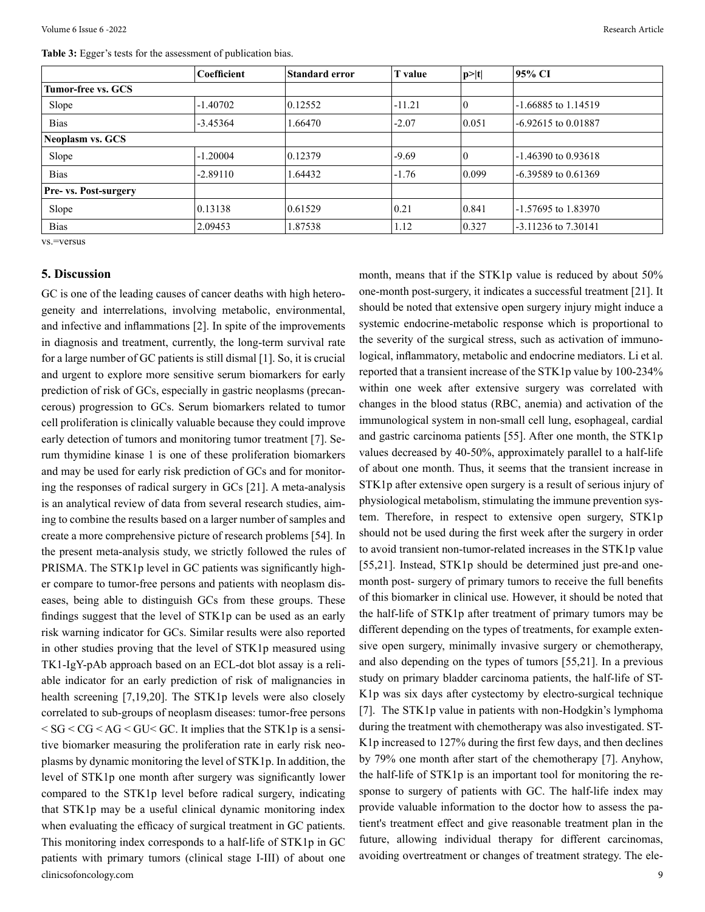**Table 3:** Egger's tests for the assessment of publication bias.

| | Coefficient | Standard error | T value | p>\|t\| | 95% CI |
|---|---|---|---|---|---|
| **Tumor-free vs. GCS** | | | | | |
| Slope | -1.40702 | 0.12552 | -11.21 | 0 | -1.66885 to 1.14519 |
| Bias | -3.45364 | 1.66470 | -2.07 | 0.051 | -6.92615 to 0.01887 |
| **Neoplasm vs. GCS** | | | | | |
| Slope | -1.20004 | 0.12379 | -9.69 | 0 | -1.46390 to 0.93618 |
| Bias | -2.89110 | 1.64432 | -1.76 | 0.099 | -6.39589 to 0.61369 |
| **Pre- vs. Post-surgery** | | | | | |
| Slope | 0.13138 | 0.61529 | 0.21 | 0.841 | -1.57695 to 1.83970 |
| Bias | 2.09453 | 1.87538 | 1.12 | 0.327 | -3.11236 to 7.30141 |

vs.=versus

## 5. Discussion

GC is one of the leading causes of cancer deaths with high heterogeneity and interrelations, involving metabolic, environmental, and infective and inflammations [2]. In spite of the improvements in diagnosis and treatment, currently, the long-term survival rate for a large number of GC patients is still dismal [1]. So, it is crucial and urgent to explore more sensitive serum biomarkers for early prediction of risk of GCs, especially in gastric neoplasms (precancerous) progression to GCs. Serum biomarkers related to tumor cell proliferation is clinically valuable because they could improve early detection of tumors and monitoring tumor treatment [7]. Serum thymidine kinase 1 is one of these proliferation biomarkers and may be used for early risk prediction of GCs and for monitoring the responses of radical surgery in GCs [21]. A meta-analysis is an analytical review of data from several research studies, aiming to combine the results based on a larger number of samples and create a more comprehensive picture of research problems [54]. In the present meta-analysis study, we strictly followed the rules of PRISMA. The STK1p level in GC patients was significantly higher compare to tumor-free persons and patients with neoplasm diseases, being able to distinguish GCs from these groups. These findings suggest that the level of STK1p can be used as an early risk warning indicator for GCs. Similar results were also reported in other studies proving that the level of STK1p measured using TK1-IgY-pAb approach based on an ECL-dot blot assay is a reliable indicator for an early prediction of risk of malignancies in health screening [7,19,20]. The STK1p levels were also closely correlated to sub-groups of neoplasm diseases: tumor-free persons < SG < CG < AG < GU< GC. It implies that the STK1p is a sensitive biomarker measuring the proliferation rate in early risk neoplasms by dynamic monitoring the level of STK1p. In addition, the level of STK1p one month after surgery was significantly lower compared to the STK1p level before radical surgery, indicating that STK1p may be a useful clinical dynamic monitoring index when evaluating the efficacy of surgical treatment in GC patients. This monitoring index corresponds to a half-life of STK1p in GC patients with primary tumors (clinical stage I-III) of about one month, means that if the STK1p value is reduced by about 50% one-month post-surgery, it indicates a successful treatment [21]. It should be noted that extensive open surgery injury might induce a systemic endocrine-metabolic response which is proportional to the severity of the surgical stress, such as activation of immunological, inflammatory, metabolic and endocrine mediators. Li et al. reported that a transient increase of the STK1p value by 100-234% within one week after extensive surgery was correlated with changes in the blood status (RBC, anemia) and activation of the immunological system in non-small cell lung, esophageal, cardial and gastric carcinoma patients [55]. After one month, the STK1p values decreased by 40-50%, approximately parallel to a half-life of about one month. Thus, it seems that the transient increase in STK1p after extensive open surgery is a result of serious injury of physiological metabolism, stimulating the immune prevention system. Therefore, in respect to extensive open surgery, STK1p should not be used during the first week after the surgery in order to avoid transient non-tumor-related increases in the STK1p value [55,21]. Instead, STK1p should be determined just pre-and one-month post- surgery of primary tumors to receive the full benefits of this biomarker in clinical use. However, it should be noted that the half-life of STK1p after treatment of primary tumors may be different depending on the types of treatments, for example extensive open surgery, minimally invasive surgery or chemotherapy, and also depending on the types of tumors [55,21]. In a previous study on primary bladder carcinoma patients, the half-life of STK1p was six days after cystectomy by electro-surgical technique [7]. The STK1p value in patients with non-Hodgkin's lymphoma during the treatment with chemotherapy was also investigated. STK1p increased to 127% during the first few days, and then declines by 79% one month after start of the chemotherapy [7]. Anyhow, the half-life of STK1p is an important tool for monitoring the response to surgery of patients with GC. The half-life index may provide valuable information to the doctor how to assess the patient's treatment effect and give reasonable treatment plan in the future, allowing individual therapy for different carcinomas, avoiding overtreatment or changes of treatment strategy. The ele-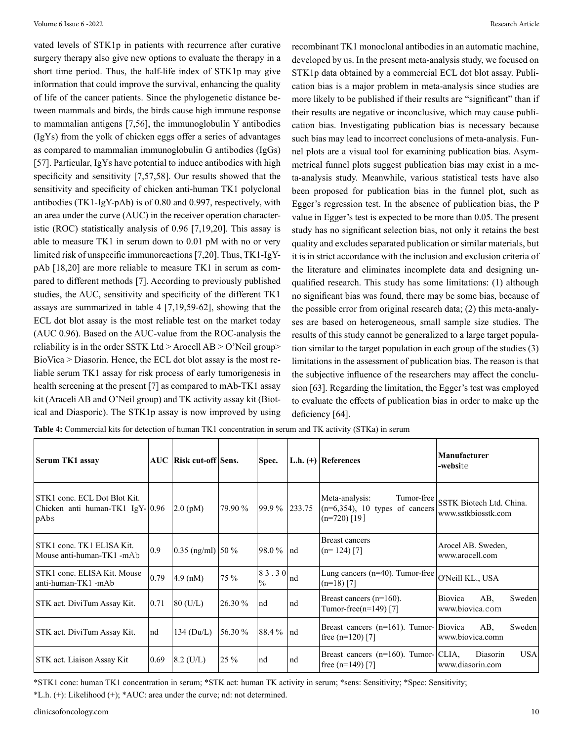vated levels of STK1p in patients with recurrence after curative surgery therapy also give new options to evaluate the therapy in a short time period. Thus, the half-life index of STK1p may give information that could improve the survival, enhancing the quality of life of the cancer patients. Since the phylogenetic distance between mammals and birds, the birds cause high immune response to mammalian antigens [7,56], the immunoglobulin Y antibodies (IgYs) from the yolk of chicken eggs offer a series of advantages as compared to mammalian immunoglobulin G antibodies (IgGs) [57]. Particular, IgYs have potential to induce antibodies with high specificity and sensitivity [7,57,58]. Our results showed that the sensitivity and specificity of chicken anti-human TK1 polyclonal antibodies (TK1-IgY-pAb) is of 0.80 and 0.997, respectively, with an area under the curve (AUC) in the receiver operation characteristic (ROC) statistically analysis of 0.96 [7,19,20]. This assay is able to measure TK1 in serum down to 0.01 pM with no or very limited risk of unspecific immunoreactions [7,20]. Thus, TK1-IgY-pAb [18,20] are more reliable to measure TK1 in serum as compared to different methods [7]. According to previously published studies, the AUC, sensitivity and specificity of the different TK1 assays are summarized in table 4 [7,19,59-62], showing that the ECL dot blot assay is the most reliable test on the market today (AUC 0.96). Based on the AUC-value from the ROC-analysis the reliability is in the order SSTK Ltd > Arocell AB > O'Neil group> BioVica > Diasorin. Hence, the ECL dot blot assay is the most reliable serum TK1 assay for risk process of early tumorigenesis in health screening at the present [7] as compared to mAb-TK1 assay kit (Araceli AB and O'Neil group) and TK activity assay kit (Biotical and Diasporic). The STK1p assay is now improved by using recombinant TK1 monoclonal antibodies in an automatic machine, developed by us. In the present meta-analysis study, we focused on STK1p data obtained by a commercial ECL dot blot assay. Publication bias is a major problem in meta-analysis since studies are more likely to be published if their results are "significant" than if their results are negative or inconclusive, which may cause publication bias. Investigating publication bias is necessary because such bias may lead to incorrect conclusions of meta-analysis. Funnel plots are a visual tool for examining publication bias. Asymmetrical funnel plots suggest publication bias may exist in a meta-analysis study. Meanwhile, various statistical tests have also been proposed for publication bias in the funnel plot, such as Egger's regression test. In the absence of publication bias, the P value in Egger's test is expected to be more than 0.05. The present study has no significant selection bias, not only it retains the best quality and excludes separated publication or similar materials, but it is in strict accordance with the inclusion and exclusion criteria of the literature and eliminates incomplete data and designing unqualified research. This study has some limitations: (1) although no significant bias was found, there may be some bias, because of the possible error from original research data; (2) this meta-analyses are based on heterogeneous, small sample size studies. The results of this study cannot be generalized to a large target population similar to the target population in each group of the studies (3) limitations in the assessment of publication bias. The reason is that the subjective influence of the researchers may affect the conclusion [63]. Regarding the limitation, the Egger's test was employed to evaluate the effects of publication bias in order to make up the deficiency [64].

**Table 4:** Commercial kits for detection of human TK1 concentration in serum and TK activity (STKa) in serum

| Serum TK1 assay | AUC | Risk cut-off | Sens. | Spec. | L.h. (+) | References | Manufacturer -website |
|---|---|---|---|---|---|---|---|
| STK1 conc. ECL Dot Blot Kit. Chicken anti human-TK1 IgY-pAbs | 0.96 | 2.0 (pM) | 79.90 % | 99.9 % | 233.75 | Meta-analysis: Tumor-free (n=6,354), 10 types of cancers (n=720) [19] | SSTK Biotech Ltd. China. www.sstkbiosstk.com |
| STK1 conc. TK1 ELISA Kit. Mouse anti-human-TK1 -mAb | 0.9 | 0.35 (ng/ml) | 50 % | 98.0 % | nd | Breast cancers (n= 124) [7] | Arocel AB. Sweden, www.arocell.com |
| STK1 conc. ELISA Kit. Mouse anti-human-TK1 -mAb | 0.79 | 4.9 (nM) | 75 % | 83.30 % | nd | Lung cancers (n=40). Tumor-free (n=18) [7] | O'Neill KL., USA |
| STK act. DiviTum Assay Kit. | 0.71 | 80 (U/L) | 26.30 % | nd | nd | Breast cancers (n=160). Tumor-free(n=149) [7] | Biovica AB, Sweden www.biovica.com |
| STK act. DiviTum Assay Kit. | nd | 134 (Du/L) | 56.30 % | 88.4 % | nd | Breast cancers (n=161). Tumor-free (n=120) [7] | Biovica AB, Sweden www.biovica.comn |
| STK act. Liaison Assay Kit | 0.69 | 8.2 (U/L) | 25 % | nd | nd | Breast cancers (n=160). Tumor-free (n=149) [7] | CLIA, Diasorin USA www.diasorin.com |

*STK1 conc: human TK1 concentration in serum; *STK act: human TK activity in serum; *sens: Sensitivity; *Spec: Sensitivity;

*L.h. (+): Likelihood (+); *AUC: area under the curve; nd: not determined.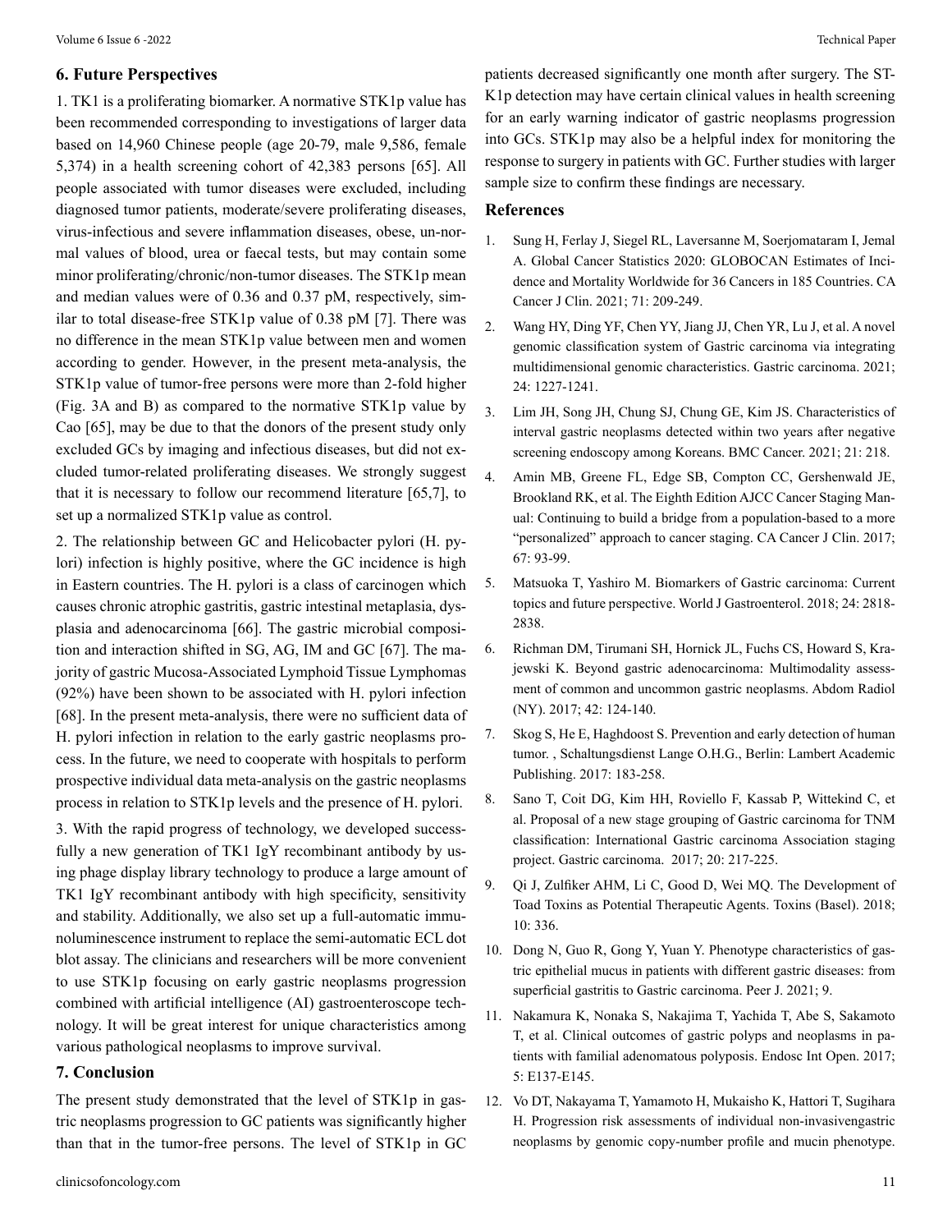## 6. Future Perspectives

1. TK1 is a proliferating biomarker. A normative STK1p value has been recommended corresponding to investigations of larger data based on 14,960 Chinese people (age 20-79, male 9,586, female 5,374) in a health screening cohort of 42,383 persons [65]. All people associated with tumor diseases were excluded, including diagnosed tumor patients, moderate/severe proliferating diseases, virus-infectious and severe inflammation diseases, obese, un-normal values of blood, urea or faecal tests, but may contain some minor proliferating/chronic/non-tumor diseases. The STK1p mean and median values were of 0.36 and 0.37 pM, respectively, similar to total disease-free STK1p value of 0.38 pM [7]. There was no difference in the mean STK1p value between men and women according to gender. However, in the present meta-analysis, the STK1p value of tumor-free persons were more than 2-fold higher (Fig. 3A and B) as compared to the normative STK1p value by Cao [65], may be due to that the donors of the present study only excluded GCs by imaging and infectious diseases, but did not excluded tumor-related proliferating diseases. We strongly suggest that it is necessary to follow our recommend literature [65,7], to set up a normalized STK1p value as control.

2. The relationship between GC and Helicobacter pylori (H. pylori) infection is highly positive, where the GC incidence is high in Eastern countries. The H. pylori is a class of carcinogen which causes chronic atrophic gastritis, gastric intestinal metaplasia, dysplasia and adenocarcinoma [66]. The gastric microbial composition and interaction shifted in SG, AG, IM and GC [67]. The majority of gastric Mucosa-Associated Lymphoid Tissue Lymphomas (92%) have been shown to be associated with H. pylori infection [68]. In the present meta-analysis, there were no sufficient data of H. pylori infection in relation to the early gastric neoplasms process. In the future, we need to cooperate with hospitals to perform prospective individual data meta-analysis on the gastric neoplasms process in relation to STK1p levels and the presence of H. pylori.

3. With the rapid progress of technology, we developed successfully a new generation of TK1 IgY recombinant antibody by using phage display library technology to produce a large amount of TK1 IgY recombinant antibody with high specificity, sensitivity and stability. Additionally, we also set up a full-automatic immunoluminescence instrument to replace the semi-automatic ECL dot blot assay. The clinicians and researchers will be more convenient to use STK1p focusing on early gastric neoplasms progression combined with artificial intelligence (AI) gastroenteroscope technology. It will be great interest for unique characteristics among various pathological neoplasms to improve survival.

## 7. Conclusion

The present study demonstrated that the level of STK1p in gastric neoplasms progression to GC patients was significantly higher than that in the tumor-free persons. The level of STK1p in GC patients decreased significantly one month after surgery. The STK1p detection may have certain clinical values in health screening for an early warning indicator of gastric neoplasms progression into GCs. STK1p may also be a helpful index for monitoring the response to surgery in patients with GC. Further studies with larger sample size to confirm these findings are necessary.

## References

1. Sung H, Ferlay J, Siegel RL, Laversanne M, Soerjomataram I, Jemal A. Global Cancer Statistics 2020: GLOBOCAN Estimates of Incidence and Mortality Worldwide for 36 Cancers in 185 Countries. CA Cancer J Clin. 2021; 71: 209-249.
2. Wang HY, Ding YF, Chen YY, Jiang JJ, Chen YR, Lu J, et al. A novel genomic classification system of Gastric carcinoma via integrating multidimensional genomic characteristics. Gastric carcinoma. 2021; 24: 1227-1241.
3. Lim JH, Song JH, Chung SJ, Chung GE, Kim JS. Characteristics of interval gastric neoplasms detected within two years after negative screening endoscopy among Koreans. BMC Cancer. 2021; 21: 218.
4. Amin MB, Greene FL, Edge SB, Compton CC, Gershenwald JE, Brookland RK, et al. The Eighth Edition AJCC Cancer Staging Manual: Continuing to build a bridge from a population-based to a more "personalized" approach to cancer staging. CA Cancer J Clin. 2017; 67: 93-99.
5. Matsuoka T, Yashiro M. Biomarkers of Gastric carcinoma: Current topics and future perspective. World J Gastroenterol. 2018; 24: 2818-2838.
6. Richman DM, Tirumani SH, Hornick JL, Fuchs CS, Howard S, Krajewski K. Beyond gastric adenocarcinoma: Multimodality assessment of common and uncommon gastric neoplasms. Abdom Radiol (NY). 2017; 42: 124-140.
7. Skog S, He E, Haghdoost S. Prevention and early detection of human tumor. , Schaltungsdienst Lange O.H.G., Berlin: Lambert Academic Publishing. 2017: 183-258.
8. Sano T, Coit DG, Kim HH, Roviello F, Kassab P, Wittekind C, et al. Proposal of a new stage grouping of Gastric carcinoma for TNM classification: International Gastric carcinoma Association staging project. Gastric carcinoma. 2017; 20: 217-225.
9. Qi J, Zulfiker AHM, Li C, Good D, Wei MQ. The Development of Toad Toxins as Potential Therapeutic Agents. Toxins (Basel). 2018; 10: 336.
10. Dong N, Guo R, Gong Y, Yuan Y. Phenotype characteristics of gastric epithelial mucus in patients with different gastric diseases: from superficial gastritis to Gastric carcinoma. Peer J. 2021; 9.
11. Nakamura K, Nonaka S, Nakajima T, Yachida T, Abe S, Sakamoto T, et al. Clinical outcomes of gastric polyps and neoplasms in patients with familial adenomatous polyposis. Endosc Int Open. 2017; 5: E137-E145.
12. Vo DT, Nakayama T, Yamamoto H, Mukaisho K, Hattori T, Sugihara H. Progression risk assessments of individual non-invasivengastric neoplasms by genomic copy-number profile and mucin phenotype.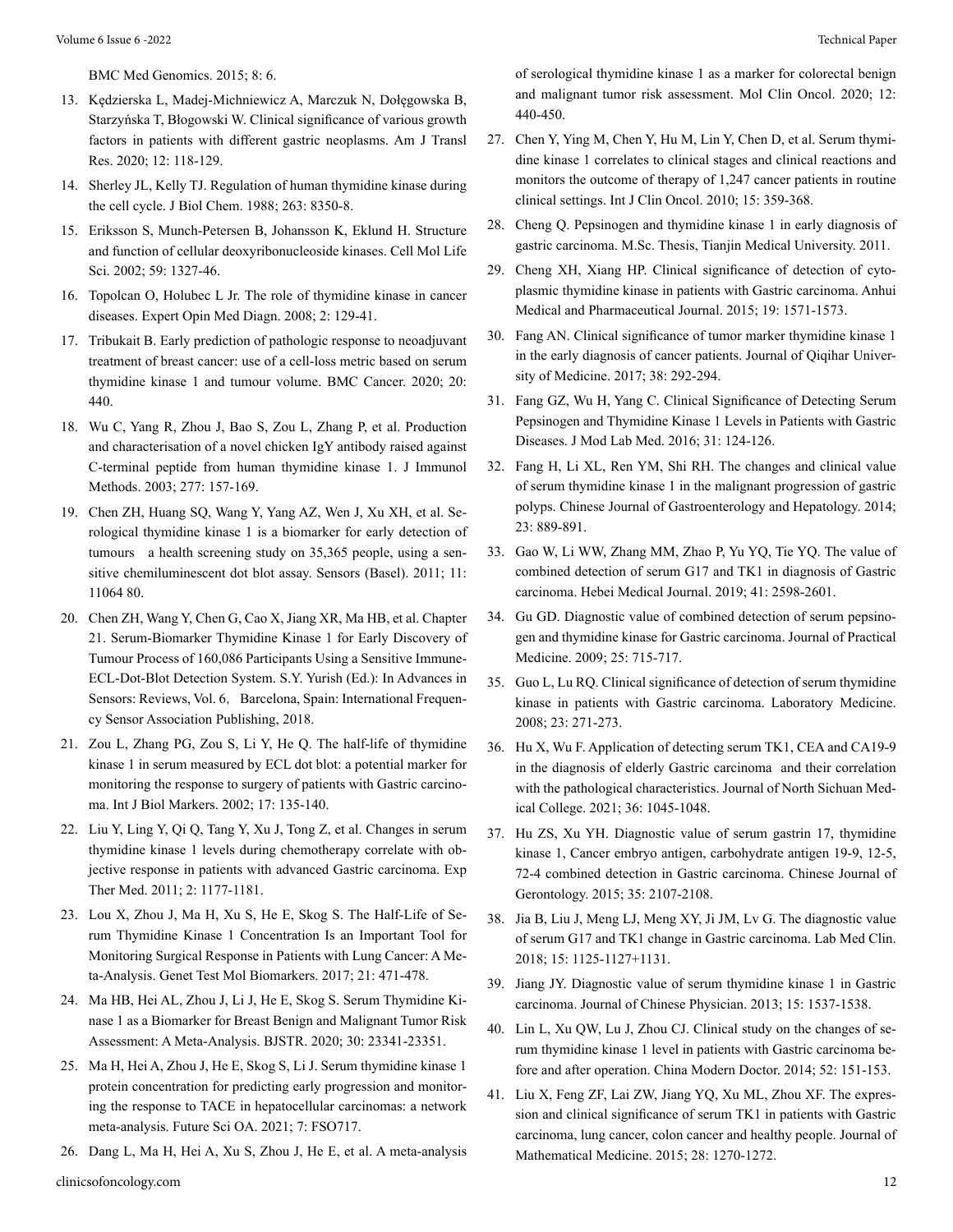BMC Med Genomics. 2015; 8: 6.

13. Kędzierska L, Madej-Michniewicz A, Marczuk N, Dołęgowska B, Starzyńska T, Błogowski W. Clinical significance of various growth factors in patients with different gastric neoplasms. Am J Transl Res. 2020; 12: 118-129.
14. Sherley JL, Kelly TJ. Regulation of human thymidine kinase during the cell cycle. J Biol Chem. 1988; 263: 8350-8.
15. Eriksson S, Munch-Petersen B, Johansson K, Eklund H. Structure and function of cellular deoxyribonucleoside kinases. Cell Mol Life Sci. 2002; 59: 1327-46.
16. Topolcan O, Holubec L Jr. The role of thymidine kinase in cancer diseases. Expert Opin Med Diagn. 2008; 2: 129-41.
17. Tribukait B. Early prediction of pathologic response to neoadjuvant treatment of breast cancer: use of a cell-loss metric based on serum thymidine kinase 1 and tumour volume. BMC Cancer. 2020; 20: 440.
18. Wu C, Yang R, Zhou J, Bao S, Zou L, Zhang P, et al. Production and characterisation of a novel chicken IgY antibody raised against C-terminal peptide from human thymidine kinase 1. J Immunol Methods. 2003; 277: 157-169.
19. Chen ZH, Huang SQ, Wang Y, Yang AZ, Wen J, Xu XH, et al. Serological thymidine kinase 1 is a biomarker for early detection of tumours a health screening study on 35,365 people, using a sensitive chemiluminescent dot blot assay. Sensors (Basel). 2011; 11: 11064 80.
20. Chen ZH, Wang Y, Chen G, Cao X, Jiang XR, Ma HB, et al. Chapter 21. Serum-Biomarker Thymidine Kinase 1 for Early Discovery of Tumour Process of 160,086 Participants Using a Sensitive Immune-ECL-Dot-Blot Detection System. S.Y. Yurish (Ed.): In Advances in Sensors: Reviews, Vol. 6, Barcelona, Spain: International Frequency Sensor Association Publishing, 2018.
21. Zou L, Zhang PG, Zou S, Li Y, He Q. The half-life of thymidine kinase 1 in serum measured by ECL dot blot: a potential marker for monitoring the response to surgery of patients with Gastric carcinoma. Int J Biol Markers. 2002; 17: 135-140.
22. Liu Y, Ling Y, Qi Q, Tang Y, Xu J, Tong Z, et al. Changes in serum thymidine kinase 1 levels during chemotherapy correlate with objective response in patients with advanced Gastric carcinoma. Exp Ther Med. 2011; 2: 1177-1181.
23. Lou X, Zhou J, Ma H, Xu S, He E, Skog S. The Half-Life of Serum Thymidine Kinase 1 Concentration Is an Important Tool for Monitoring Surgical Response in Patients with Lung Cancer: A Meta-Analysis. Genet Test Mol Biomarkers. 2017; 21: 471-478.
24. Ma HB, Hei AL, Zhou J, Li J, He E, Skog S. Serum Thymidine Kinase 1 as a Biomarker for Breast Benign and Malignant Tumor Risk Assessment: A Meta-Analysis. BJSTR. 2020; 30: 23341-23351.
25. Ma H, Hei A, Zhou J, He E, Skog S, Li J. Serum thymidine kinase 1 protein concentration for predicting early progression and monitoring the response to TACE in hepatocellular carcinomas: a network meta-analysis. Future Sci OA. 2021; 7: FSO717.
26. Dang L, Ma H, Hei A, Xu S, Zhou J, He E, et al. A meta-analysis of serological thymidine kinase 1 as a marker for colorectal benign and malignant tumor risk assessment. Mol Clin Oncol. 2020; 12: 440-450.
27. Chen Y, Ying M, Chen Y, Hu M, Lin Y, Chen D, et al. Serum thymidine kinase 1 correlates to clinical stages and clinical reactions and monitors the outcome of therapy of 1,247 cancer patients in routine clinical settings. Int J Clin Oncol. 2010; 15: 359-368.
28. Cheng Q. Pepsinogen and thymidine kinase 1 in early diagnosis of gastric carcinoma. M.Sc. Thesis, Tianjin Medical University. 2011.
29. Cheng XH, Xiang HP. Clinical significance of detection of cytoplasmic thymidine kinase in patients with Gastric carcinoma. Anhui Medical and Pharmaceutical Journal. 2015; 19: 1571-1573.
30. Fang AN. Clinical significance of tumor marker thymidine kinase 1 in the early diagnosis of cancer patients. Journal of Qiqihar University of Medicine. 2017; 38: 292-294.
31. Fang GZ, Wu H, Yang C. Clinical Significance of Detecting Serum Pepsinogen and Thymidine Kinase 1 Levels in Patients with Gastric Diseases. J Mod Lab Med. 2016; 31: 124-126.
32. Fang H, Li XL, Ren YM, Shi RH. The changes and clinical value of serum thymidine kinase 1 in the malignant progression of gastric polyps. Chinese Journal of Gastroenterology and Hepatology. 2014; 23: 889-891.
33. Gao W, Li WW, Zhang MM, Zhao P, Yu YQ, Tie YQ. The value of combined detection of serum G17 and TK1 in diagnosis of Gastric carcinoma. Hebei Medical Journal. 2019; 41: 2598-2601.
34. Gu GD. Diagnostic value of combined detection of serum pepsinogen and thymidine kinase for Gastric carcinoma. Journal of Practical Medicine. 2009; 25: 715-717.
35. Guo L, Lu RQ. Clinical significance of detection of serum thymidine kinase in patients with Gastric carcinoma. Laboratory Medicine. 2008; 23: 271-273.
36. Hu X, Wu F. Application of detecting serum TK1, CEA and CA19-9 in the diagnosis of elderly Gastric carcinoma and their correlation with the pathological characteristics. Journal of North Sichuan Medical College. 2021; 36: 1045-1048.
37. Hu ZS, Xu YH. Diagnostic value of serum gastrin 17, thymidine kinase 1, Cancer embryo antigen, carbohydrate antigen 19-9, 12-5, 72-4 combined detection in Gastric carcinoma. Chinese Journal of Gerontology. 2015; 35: 2107-2108.
38. Jia B, Liu J, Meng LJ, Meng XY, Ji JM, Lv G. The diagnostic value of serum G17 and TK1 change in Gastric carcinoma. Lab Med Clin. 2018; 15: 1125-1127+1131.
39. Jiang JY. Diagnostic value of serum thymidine kinase 1 in Gastric carcinoma. Journal of Chinese Physician. 2013; 15: 1537-1538.
40. Lin L, Xu QW, Lu J, Zhou CJ. Clinical study on the changes of serum thymidine kinase 1 level in patients with Gastric carcinoma before and after operation. China Modern Doctor. 2014; 52: 151-153.
41. Liu X, Feng ZF, Lai ZW, Jiang YQ, Xu ML, Zhou XF. The expression and clinical significance of serum TK1 in patients with Gastric carcinoma, lung cancer, colon cancer and healthy people. Journal of Mathematical Medicine. 2015; 28: 1270-1272.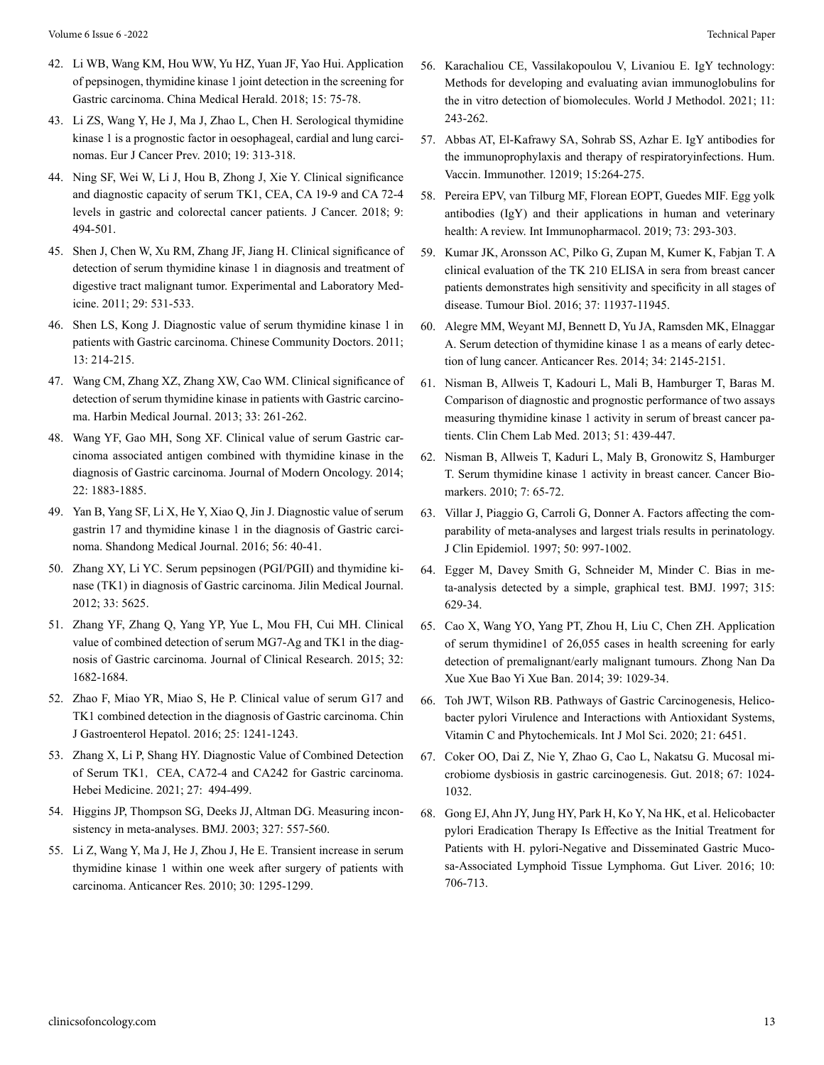42. Li WB, Wang KM, Hou WW, Yu HZ, Yuan JF, Yao Hui. Application of pepsinogen, thymidine kinase 1 joint detection in the screening for Gastric carcinoma. China Medical Herald. 2018; 15: 75-78.

43. Li ZS, Wang Y, He J, Ma J, Zhao L, Chen H. Serological thymidine kinase 1 is a prognostic factor in oesophageal, cardial and lung carcinomas. Eur J Cancer Prev. 2010; 19: 313-318.

44. Ning SF, Wei W, Li J, Hou B, Zhong J, Xie Y. Clinical significance and diagnostic capacity of serum TK1, CEA, CA 19-9 and CA 72-4 levels in gastric and colorectal cancer patients. J Cancer. 2018; 9: 494-501.

45. Shen J, Chen W, Xu RM, Zhang JF, Jiang H. Clinical significance of detection of serum thymidine kinase 1 in diagnosis and treatment of digestive tract malignant tumor. Experimental and Laboratory Medicine. 2011; 29: 531-533.

46. Shen LS, Kong J. Diagnostic value of serum thymidine kinase 1 in patients with Gastric carcinoma. Chinese Community Doctors. 2011; 13: 214-215.

47. Wang CM, Zhang XZ, Zhang XW, Cao WM. Clinical significance of detection of serum thymidine kinase in patients with Gastric carcinoma. Harbin Medical Journal. 2013; 33: 261-262.

48. Wang YF, Gao MH, Song XF. Clinical value of serum Gastric carcinoma associated antigen combined with thymidine kinase in the diagnosis of Gastric carcinoma. Journal of Modern Oncology. 2014; 22: 1883-1885.

49. Yan B, Yang SF, Li X, He Y, Xiao Q, Jin J. Diagnostic value of serum gastrin 17 and thymidine kinase 1 in the diagnosis of Gastric carcinoma. Shandong Medical Journal. 2016; 56: 40-41.

50. Zhang XY, Li YC. Serum pepsinogen (PGI/PGII) and thymidine kinase (TK1) in diagnosis of Gastric carcinoma. Jilin Medical Journal. 2012; 33: 5625.

51. Zhang YF, Zhang Q, Yang YP, Yue L, Mou FH, Cui MH. Clinical value of combined detection of serum MG7-Ag and TK1 in the diagnosis of Gastric carcinoma. Journal of Clinical Research. 2015; 32: 1682-1684.

52. Zhao F, Miao YR, Miao S, He P. Clinical value of serum G17 and TK1 combined detection in the diagnosis of Gastric carcinoma. Chin J Gastroenterol Hepatol. 2016; 25: 1241-1243.

53. Zhang X, Li P, Shang HY. Diagnostic Value of Combined Detection of Serum TK1，CEA, CA72-4 and CA242 for Gastric carcinoma. Hebei Medicine. 2021; 27: 494-499.

54. Higgins JP, Thompson SG, Deeks JJ, Altman DG. Measuring inconsistency in meta-analyses. BMJ. 2003; 327: 557-560.

55. Li Z, Wang Y, Ma J, He J, Zhou J, He E. Transient increase in serum thymidine kinase 1 within one week after surgery of patients with carcinoma. Anticancer Res. 2010; 30: 1295-1299.

56. Karachaliou CE, Vassilakopoulou V, Livaniou E. IgY technology: Methods for developing and evaluating avian immunoglobulins for the in vitro detection of biomolecules. World J Methodol. 2021; 11: 243-262.

57. Abbas AT, El-Kafrawy SA, Sohrab SS, Azhar E. IgY antibodies for the immunoprophylaxis and therapy of respiratoryinfections. Hum. Vaccin. Immunother. 12019; 15:264-275.

58. Pereira EPV, van Tilburg MF, Florean EOPT, Guedes MIF. Egg yolk antibodies (IgY) and their applications in human and veterinary health: A review. Int Immunopharmacol. 2019; 73: 293-303.

59. Kumar JK, Aronsson AC, Pilko G, Zupan M, Kumer K, Fabjan T. A clinical evaluation of the TK 210 ELISA in sera from breast cancer patients demonstrates high sensitivity and specificity in all stages of disease. Tumour Biol. 2016; 37: 11937-11945.

60. Alegre MM, Weyant MJ, Bennett D, Yu JA, Ramsden MK, Elnaggar A. Serum detection of thymidine kinase 1 as a means of early detection of lung cancer. Anticancer Res. 2014; 34: 2145-2151.

61. Nisman B, Allweis T, Kadouri L, Mali B, Hamburger T, Baras M. Comparison of diagnostic and prognostic performance of two assays measuring thymidine kinase 1 activity in serum of breast cancer patients. Clin Chem Lab Med. 2013; 51: 439-447.

62. Nisman B, Allweis T, Kaduri L, Maly B, Gronowitz S, Hamburger T. Serum thymidine kinase 1 activity in breast cancer. Cancer Biomarkers. 2010; 7: 65-72.

63. Villar J, Piaggio G, Carroli G, Donner A. Factors affecting the comparability of meta-analyses and largest trials results in perinatology. J Clin Epidemiol. 1997; 50: 997-1002.

64. Egger M, Davey Smith G, Schneider M, Minder C. Bias in meta-analysis detected by a simple, graphical test. BMJ. 1997; 315: 629-34.

65. Cao X, Wang YO, Yang PT, Zhou H, Liu C, Chen ZH. Application of serum thymidine1 of 26,055 cases in health screening for early detection of premalignant/early malignant tumours. Zhong Nan Da Xue Xue Bao Yi Xue Ban. 2014; 39: 1029-34.

66. Toh JWT, Wilson RB. Pathways of Gastric Carcinogenesis, Helicobacter pylori Virulence and Interactions with Antioxidant Systems, Vitamin C and Phytochemicals. Int J Mol Sci. 2020; 21: 6451.

67. Coker OO, Dai Z, Nie Y, Zhao G, Cao L, Nakatsu G. Mucosal microbiome dysbiosis in gastric carcinogenesis. Gut. 2018; 67: 1024-1032.

68. Gong EJ, Ahn JY, Jung HY, Park H, Ko Y, Na HK, et al. Helicobacter pylori Eradication Therapy Is Effective as the Initial Treatment for Patients with H. pylori-Negative and Disseminated Gastric Mucosa-Associated Lymphoid Tissue Lymphoma. Gut Liver. 2016; 10: 706-713.